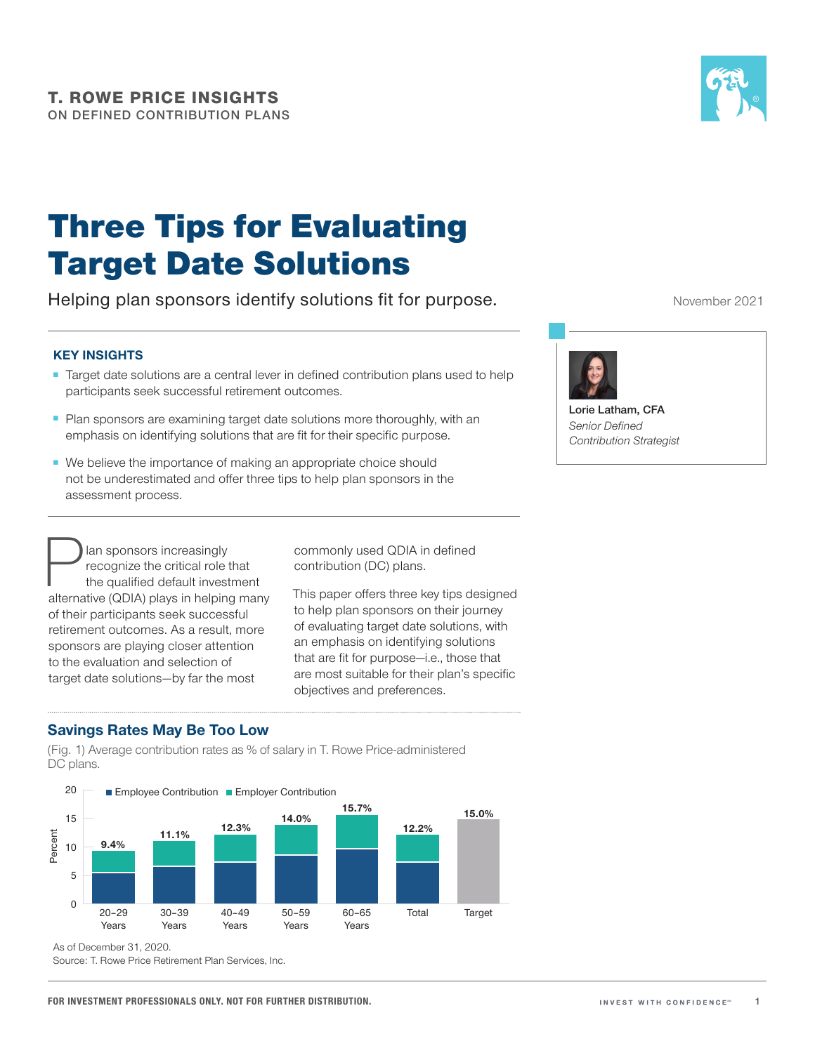**T. ROWE PRICE INSIGHTS**
ON DEFINED CONTRIBUTION PLANS

# Three Tips for Evaluating Target Date Solutions

Helping plan sponsors identify solutions fit for purpose.

November 2021

**Lorie Latham, CFA**
*Senior Defined Contribution Strategist*

### KEY INSIGHTS

- Target date solutions are a central lever in defined contribution plans used to help participants seek successful retirement outcomes.
- Plan sponsors are examining target date solutions more thoroughly, with an emphasis on identifying solutions that are fit for their specific purpose.
- We believe the importance of making an appropriate choice should not be underestimated and offer three tips to help plan sponsors in the assessment process.

Plan sponsors increasingly recognize the critical role that the qualified default investment alternative (QDIA) plays in helping many of their participants seek successful retirement outcomes. As a result, more sponsors are playing closer attention to the evaluation and selection of target date solutions—by far the most commonly used QDIA in defined contribution (DC) plans.

This paper offers three key tips designed to help plan sponsors on their journey of evaluating target date solutions, with an emphasis on identifying solutions that are fit for purpose—i.e., those that are most suitable for their plan's specific objectives and preferences.

### Savings Rates May Be Too Low

(Fig. 1) Average contribution rates as % of salary in T. Rowe Price-administered DC plans.

| | 20–29 Years | 30–39 Years | 40–49 Years | 50–59 Years | 60–65 Years | Total | Target |
|---|---|---|---|---|---|---|---|
| Total contribution (Employee + Employer) | 9.4% | 11.1% | 12.3% | 14.0% | 15.7% | 12.2% | 15.0% |

As of December 31, 2020.
Source: T. Rowe Price Retirement Plan Services, Inc.

FOR INVESTMENT PROFESSIONALS ONLY. NOT FOR FURTHER DISTRIBUTION.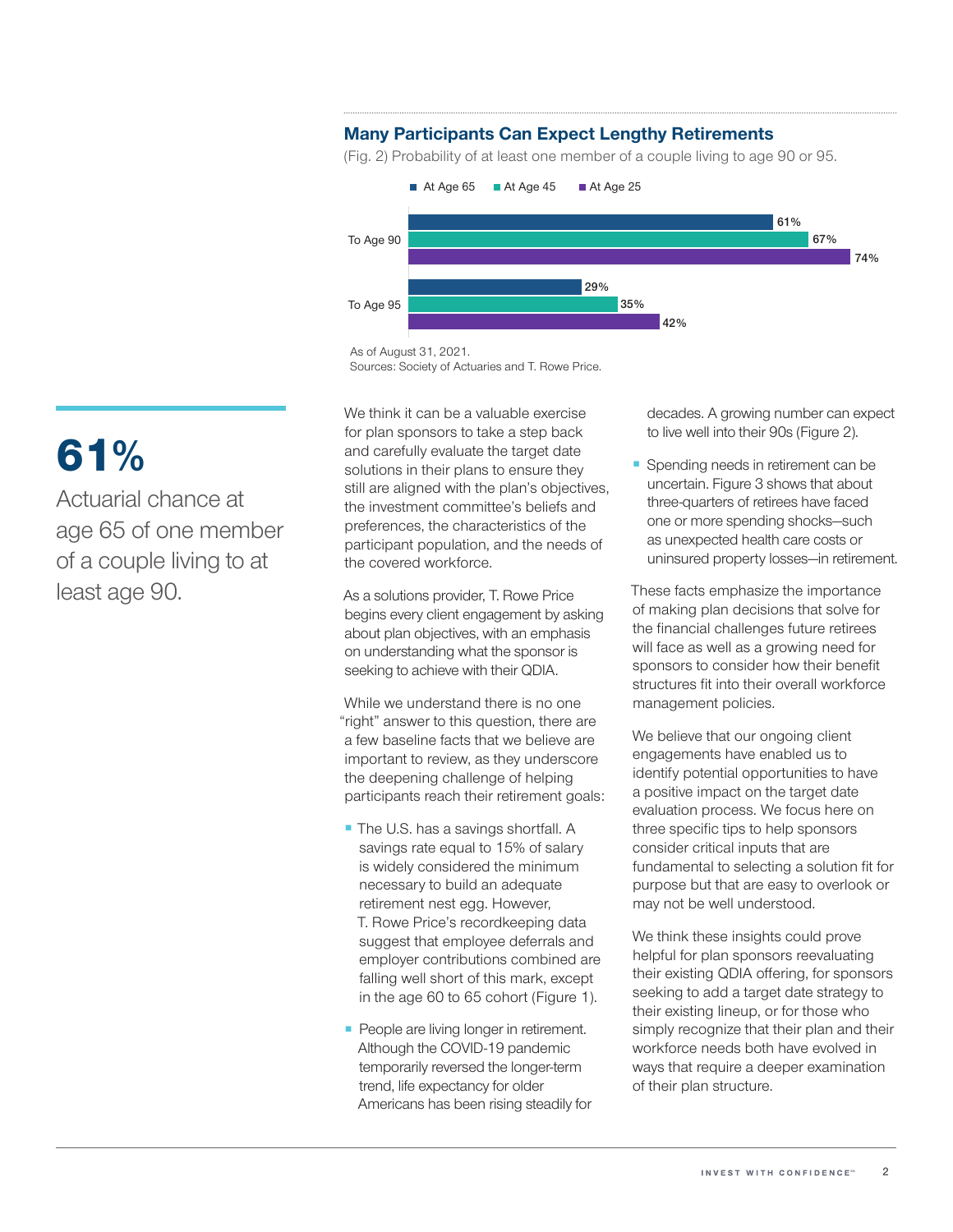### Many Participants Can Expect Lengthy Retirements

(Fig. 2) Probability of at least one member of a couple living to age 90 or 95.

| | At Age 65 | At Age 45 | At Age 25 |
|---|---|---|---|
| To Age 90 | 61% | 67% | 74% |
| To Age 95 | 29% | 35% | 42% |

As of August 31, 2021.
Sources: Society of Actuaries and T. Rowe Price.

**61%**

Actuarial chance at age 65 of one member of a couple living to at least age 90.

We think it can be a valuable exercise for plan sponsors to take a step back and carefully evaluate the target date solutions in their plans to ensure they still are aligned with the plan's objectives, the investment committee's beliefs and preferences, the characteristics of the participant population, and the needs of the covered workforce.

As a solutions provider, T. Rowe Price begins every client engagement by asking about plan objectives, with an emphasis on understanding what the sponsor is seeking to achieve with their QDIA.

While we understand there is no one "right" answer to this question, there are a few baseline facts that we believe are important to review, as they underscore the deepening challenge of helping participants reach their retirement goals:

- The U.S. has a savings shortfall. A savings rate equal to 15% of salary is widely considered the minimum necessary to build an adequate retirement nest egg. However, T. Rowe Price's recordkeeping data suggest that employee deferrals and employer contributions combined are falling well short of this mark, except in the age 60 to 65 cohort (Figure 1).
- People are living longer in retirement. Although the COVID-19 pandemic temporarily reversed the longer-term trend, life expectancy for older Americans has been rising steadily for decades. A growing number can expect to live well into their 90s (Figure 2).
- Spending needs in retirement can be uncertain. Figure 3 shows that about three-quarters of retirees have faced one or more spending shocks—such as unexpected health care costs or uninsured property losses—in retirement.

These facts emphasize the importance of making plan decisions that solve for the financial challenges future retirees will face as well as a growing need for sponsors to consider how their benefit structures fit into their overall workforce management policies.

We believe that our ongoing client engagements have enabled us to identify potential opportunities to have a positive impact on the target date evaluation process. We focus here on three specific tips to help sponsors consider critical inputs that are fundamental to selecting a solution fit for purpose but that are easy to overlook or may not be well understood.

We think these insights could prove helpful for plan sponsors reevaluating their existing QDIA offering, for sponsors seeking to add a target date strategy to their existing lineup, or for those who simply recognize that their plan and their workforce needs both have evolved in ways that require a deeper examination of their plan structure.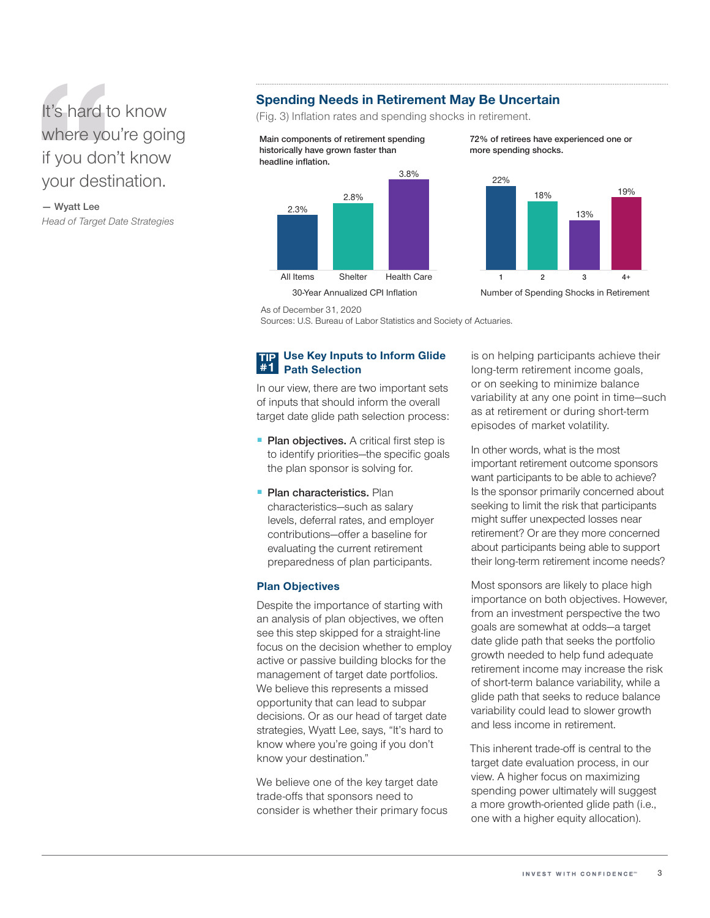> It's hard to know where you're going if you don't know your destination.
>
> — **Wyatt Lee**
> *Head of Target Date Strategies*

## Spending Needs in Retirement May Be Uncertain

(Fig. 3) Inflation rates and spending shocks in retirement.

**Main components of retirement spending historically have grown faster than headline inflation.**

| 30-Year Annualized CPI Inflation | |
|---|---|
| All Items | 2.3% |
| Shelter | 2.8% |
| Health Care | 3.8% |

**72% of retirees have experienced one or more spending shocks.**

| Number of Spending Shocks in Retirement | |
|---|---|
| 1 | 22% |
| 2 | 18% |
| 3 | 13% |
| 4+ | 19% |

As of December 31, 2020
Sources: U.S. Bureau of Labor Statistics and Society of Actuaries.

### TIP #1 Use Key Inputs to Inform Glide Path Selection

In our view, there are two important sets of inputs that should inform the overall target date glide path selection process:

- **Plan objectives.** A critical first step is to identify priorities—the specific goals the plan sponsor is solving for.
- **Plan characteristics.** Plan characteristics—such as salary levels, deferral rates, and employer contributions—offer a baseline for evaluating the current retirement preparedness of plan participants.

### Plan Objectives

Despite the importance of starting with an analysis of plan objectives, we often see this step skipped for a straight-line focus on the decision whether to employ active or passive building blocks for the management of target date portfolios. We believe this represents a missed opportunity that can lead to subpar decisions. Or as our head of target date strategies, Wyatt Lee, says, "It's hard to know where you're going if you don't know your destination."

We believe one of the key target date trade-offs that sponsors need to consider is whether their primary focus is on helping participants achieve their long-term retirement income goals, or on seeking to minimize balance variability at any one point in time—such as at retirement or during short-term episodes of market volatility.

In other words, what is the most important retirement outcome sponsors want participants to be able to achieve? Is the sponsor primarily concerned about seeking to limit the risk that participants might suffer unexpected losses near retirement? Or are they more concerned about participants being able to support their long-term retirement income needs?

Most sponsors are likely to place high importance on both objectives. However, from an investment perspective the two goals are somewhat at odds—a target date glide path that seeks the portfolio growth needed to help fund adequate retirement income may increase the risk of short-term balance variability, while a glide path that seeks to reduce balance variability could lead to slower growth and less income in retirement.

This inherent trade-off is central to the target date evaluation process, in our view. A higher focus on maximizing spending power ultimately will suggest a more growth-oriented glide path (i.e., one with a higher equity allocation).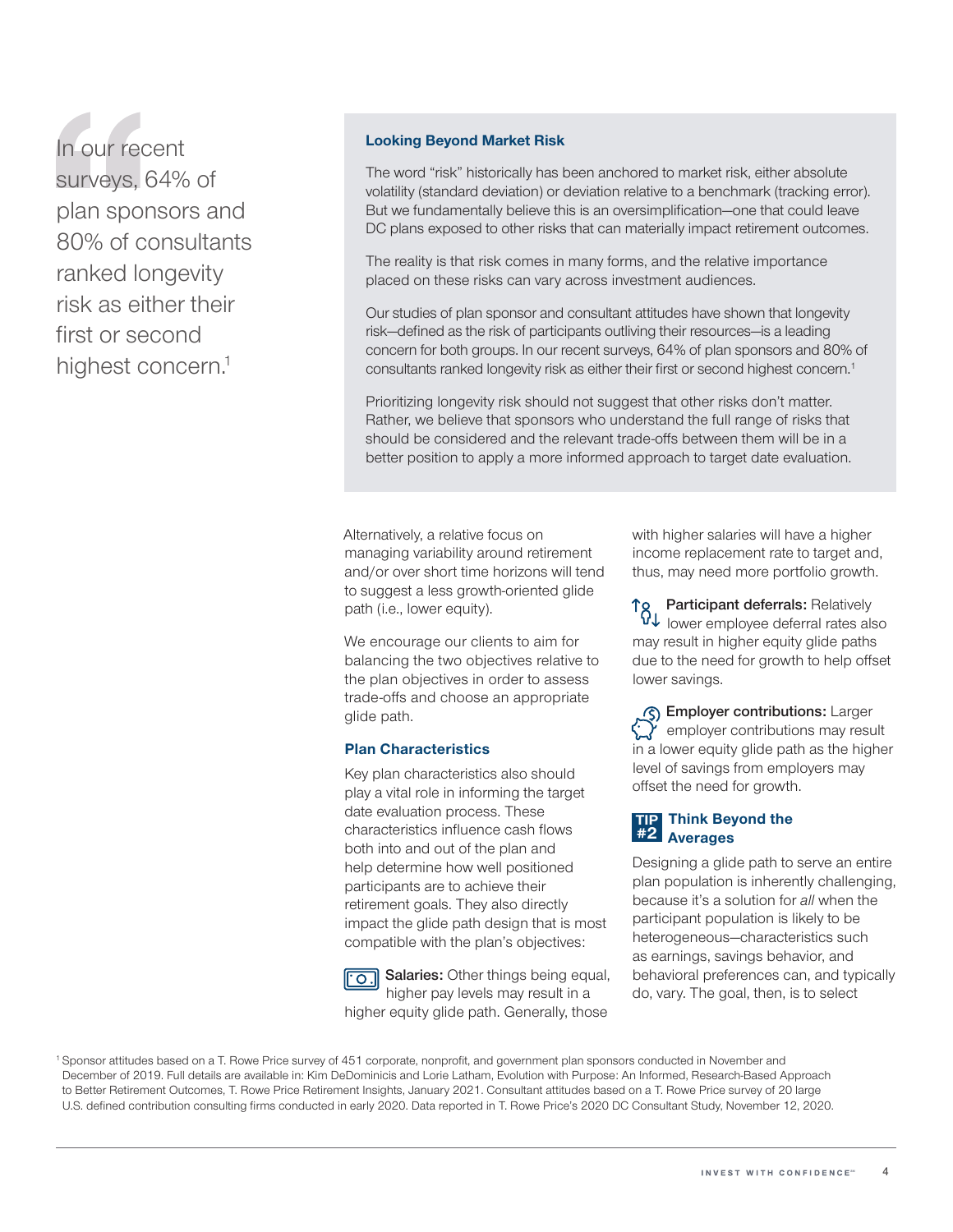> In our recent surveys, 64% of plan sponsors and 80% of consultants ranked longevity risk as either their first or second highest concern.[1]

### Looking Beyond Market Risk

The word "risk" historically has been anchored to market risk, either absolute volatility (standard deviation) or deviation relative to a benchmark (tracking error). But we fundamentally believe this is an oversimplification—one that could leave DC plans exposed to other risks that can materially impact retirement outcomes.

The reality is that risk comes in many forms, and the relative importance placed on these risks can vary across investment audiences.

Our studies of plan sponsor and consultant attitudes have shown that longevity risk—defined as the risk of participants outliving their resources—is a leading concern for both groups. In our recent surveys, 64% of plan sponsors and 80% of consultants ranked longevity risk as either their first or second highest concern.[1]

Prioritizing longevity risk should not suggest that other risks don't matter. Rather, we believe that sponsors who understand the full range of risks that should be considered and the relevant trade-offs between them will be in a better position to apply a more informed approach to target date evaluation.

Alternatively, a relative focus on managing variability around retirement and/or over short time horizons will tend to suggest a less growth-oriented glide path (i.e., lower equity).

We encourage our clients to aim for balancing the two objectives relative to the plan objectives in order to assess trade-offs and choose an appropriate glide path.

### Plan Characteristics

Key plan characteristics also should play a vital role in informing the target date evaluation process. These characteristics influence cash flows both into and out of the plan and help determine how well positioned participants are to achieve their retirement goals. They also directly impact the glide path design that is most compatible with the plan's objectives:

**Salaries:** Other things being equal, higher pay levels may result in a higher equity glide path. Generally, those with higher salaries will have a higher income replacement rate to target and, thus, may need more portfolio growth.

**Participant deferrals:** Relatively lower employee deferral rates also may result in higher equity glide paths due to the need for growth to help offset lower savings.

**Employer contributions:** Larger employer contributions may result in a lower equity glide path as the higher level of savings from employers may offset the need for growth.

### TIP #2 Think Beyond the Averages

Designing a glide path to serve an entire plan population is inherently challenging, because it's a solution for *all* when the participant population is likely to be heterogeneous—characteristics such as earnings, savings behavior, and behavioral preferences can, and typically do, vary. The goal, then, is to select

[1] Sponsor attitudes based on a T. Rowe Price survey of 451 corporate, nonprofit, and government plan sponsors conducted in November and December of 2019. Full details are available in: Kim DeDominicis and Lorie Latham, Evolution with Purpose: An Informed, Research-Based Approach to Better Retirement Outcomes, T. Rowe Price Retirement Insights, January 2021. Consultant attitudes based on a T. Rowe Price survey of 20 large U.S. defined contribution consulting firms conducted in early 2020. Data reported in T. Rowe Price's 2020 DC Consultant Study, November 12, 2020.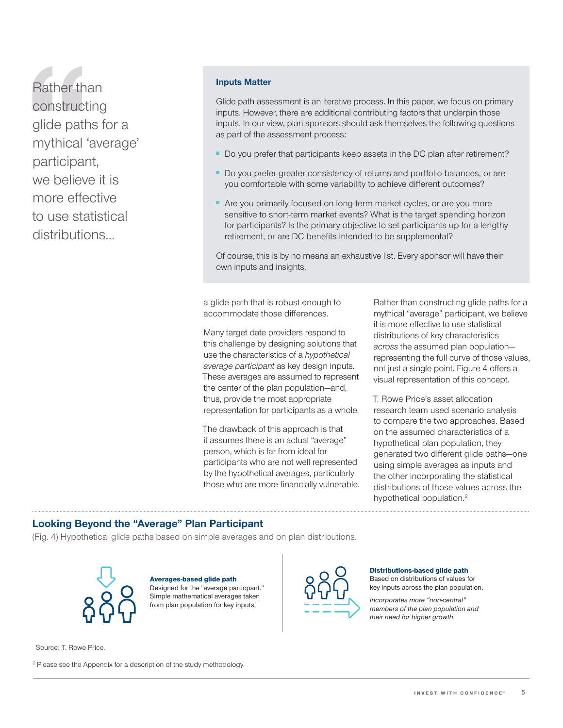> Rather than constructing glide paths for a mythical 'average' participant, we believe it is more effective to use statistical distributions...

**Inputs Matter**

Glide path assessment is an iterative process. In this paper, we focus on primary inputs. However, there are additional contributing factors that underpin those inputs. In our view, plan sponsors should ask themselves the following questions as part of the assessment process:

- Do you prefer that participants keep assets in the DC plan after retirement?
- Do you prefer greater consistency of returns and portfolio balances, or are you comfortable with some variability to achieve different outcomes?
- Are you primarily focused on long-term market cycles, or are you more sensitive to short-term market events? What is the target spending horizon for participants? Is the primary objective to set participants up for a lengthy retirement, or are DC benefits intended to be supplemental?

Of course, this is by no means an exhaustive list. Every sponsor will have their own inputs and insights.

a glide path that is robust enough to accommodate those differences.

Many target date providers respond to this challenge by designing solutions that use the characteristics of a *hypothetical average participant* as key design inputs. These averages are assumed to represent the center of the plan population—and, thus, provide the most appropriate representation for participants as a whole.

The drawback of this approach is that it assumes there is an actual "average" person, which is far from ideal for participants who are not well represented by the hypothetical averages, particularly those who are more financially vulnerable.

Rather than constructing glide paths for a mythical "average" participant, we believe it is more effective to use statistical distributions of key characteristics *across* the assumed plan population—representing the full curve of those values, not just a single point. Figure 4 offers a visual representation of this concept.

T. Rowe Price's asset allocation research team used scenario analysis to compare the two approaches. Based on the assumed characteristics of a hypothetical plan population, they generated two different glide paths—one using simple averages as inputs and the other incorporating the statistical distributions of those values across the hypothetical population.[2]

## Looking Beyond the "Average" Plan Participant

(Fig. 4) Hypothetical glide paths based on simple averages and on plan distributions.

**Averages-based glide path**
Designed for the "average participant." Simple mathematical averages taken from plan population for key inputs.

**Distributions-based glide path**
Based on distributions of values for key inputs across the plan population.

*Incorporates more "non-central" members of the plan population and their need for higher growth.*

Source: T. Rowe Price.

[2] Please see the Appendix for a description of the study methodology.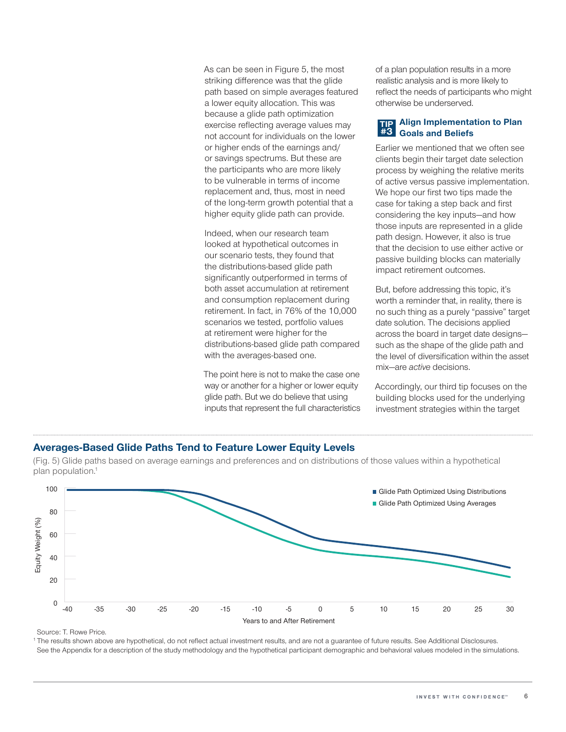As can be seen in Figure 5, the most striking difference was that the glide path based on simple averages featured a lower equity allocation. This was because a glide path optimization exercise reflecting average values may not account for individuals on the lower or higher ends of the earnings and/or savings spectrums. But these are the participants who are more likely to be vulnerable in terms of income replacement and, thus, most in need of the long-term growth potential that a higher equity glide path can provide.

Indeed, when our research team looked at hypothetical outcomes in our scenario tests, they found that the distributions-based glide path significantly outperformed in terms of both asset accumulation at retirement and consumption replacement during retirement. In fact, in 76% of the 10,000 scenarios we tested, portfolio values at retirement were higher for the distributions-based glide path compared with the averages-based one.

The point here is not to make the case one way or another for a higher or lower equity glide path. But we do believe that using inputs that represent the full characteristics of a plan population results in a more realistic analysis and is more likely to reflect the needs of participants who might otherwise be underserved.

### TIP #3 Align Implementation to Plan Goals and Beliefs

Earlier we mentioned that we often see clients begin their target date selection process by weighing the relative merits of active versus passive implementation. We hope our first two tips made the case for taking a step back and first considering the key inputs—and how those inputs are represented in a glide path design. However, it also is true that the decision to use either active or passive building blocks can materially impact retirement outcomes.

But, before addressing this topic, it's worth a reminder that, in reality, there is no such thing as a purely "passive" target date solution. The decisions applied across the board in target date designs—such as the shape of the glide path and the level of diversification within the asset mix—are *active* decisions.

Accordingly, our third tip focuses on the building blocks used for the underlying investment strategies within the target

### Averages-Based Glide Paths Tend to Feature Lower Equity Levels

(Fig. 5) Glide paths based on average earnings and preferences and on distributions of those values within a hypothetical plan population.[1]

Source: T. Rowe Price.

[1] The results shown above are hypothetical, do not reflect actual investment results, and are not a guarantee of future results. See Additional Disclosures. See the Appendix for a description of the study methodology and the hypothetical participant demographic and behavioral values modeled in the simulations.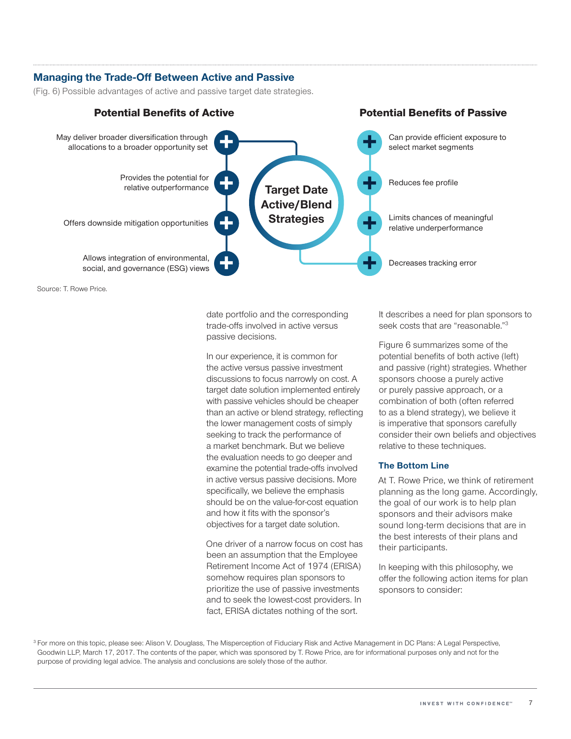## Managing the Trade-Off Between Active and Passive

(Fig. 6) Possible advantages of active and passive target date strategies.

**Target Date Active/Blend Strategies**

**Potential Benefits of Active**

- May deliver broader diversification through allocations to a broader opportunity set
- Provides the potential for relative outperformance
- Offers downside mitigation opportunities
- Allows integration of environmental, social, and governance (ESG) views

**Potential Benefits of Passive**

- Can provide efficient exposure to select market segments
- Reduces fee profile
- Limits chances of meaningful relative underperformance
- Decreases tracking error

Source: T. Rowe Price.

date portfolio and the corresponding trade-offs involved in active versus passive decisions.

In our experience, it is common for the active versus passive investment discussions to focus narrowly on cost. A target date solution implemented entirely with passive vehicles should be cheaper than an active or blend strategy, reflecting the lower management costs of simply seeking to track the performance of a market benchmark. But we believe the evaluation needs to go deeper and examine the potential trade-offs involved in active versus passive decisions. More specifically, we believe the emphasis should be on the value-for-cost equation and how it fits with the sponsor's objectives for a target date solution.

One driver of a narrow focus on cost has been an assumption that the Employee Retirement Income Act of 1974 (ERISA) somehow requires plan sponsors to prioritize the use of passive investments and to seek the lowest-cost providers. In fact, ERISA dictates nothing of the sort. It describes a need for plan sponsors to seek costs that are "reasonable."[3]

Figure 6 summarizes some of the potential benefits of both active (left) and passive (right) strategies. Whether sponsors choose a purely active or purely passive approach, or a combination of both (often referred to as a blend strategy), we believe it is imperative that sponsors carefully consider their own beliefs and objectives relative to these techniques.

### The Bottom Line

At T. Rowe Price, we think of retirement planning as the long game. Accordingly, the goal of our work is to help plan sponsors and their advisors make sound long-term decisions that are in the best interests of their plans and their participants.

In keeping with this philosophy, we offer the following action items for plan sponsors to consider:

[3] For more on this topic, please see: Alison V. Douglass, The Misperception of Fiduciary Risk and Active Management in DC Plans: A Legal Perspective, Goodwin LLP, March 17, 2017. The contents of the paper, which was sponsored by T. Rowe Price, are for informational purposes only and not for the purpose of providing legal advice. The analysis and conclusions are solely those of the author.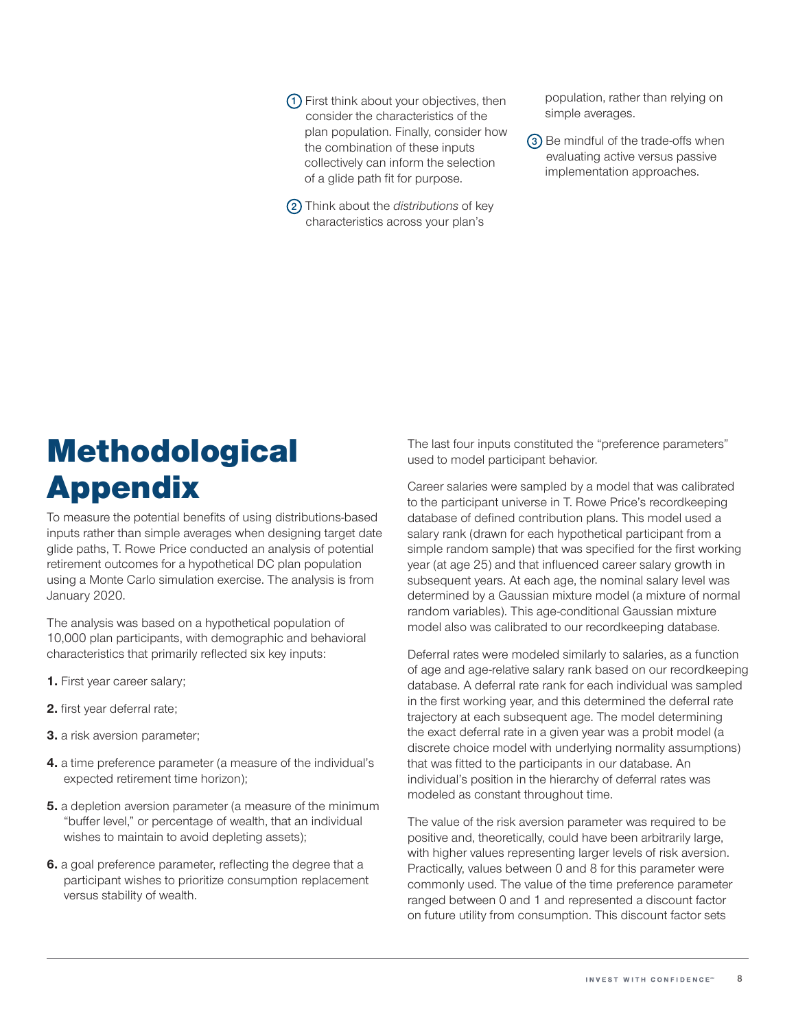1. First think about your objectives, then consider the characteristics of the plan population. Finally, consider how the combination of these inputs collectively can inform the selection of a glide path fit for purpose.

2. Think about the *distributions* of key characteristics across your plan's population, rather than relying on simple averages.

3. Be mindful of the trade-offs when evaluating active versus passive implementation approaches.

# Methodological Appendix

To measure the potential benefits of using distributions-based inputs rather than simple averages when designing target date glide paths, T. Rowe Price conducted an analysis of potential retirement outcomes for a hypothetical DC plan population using a Monte Carlo simulation exercise. The analysis is from January 2020.

The analysis was based on a hypothetical population of 10,000 plan participants, with demographic and behavioral characteristics that primarily reflected six key inputs:

**1.** First year career salary;

**2.** first year deferral rate;

**3.** a risk aversion parameter;

**4.** a time preference parameter (a measure of the individual's expected retirement time horizon);

**5.** a depletion aversion parameter (a measure of the minimum "buffer level," or percentage of wealth, that an individual wishes to maintain to avoid depleting assets);

**6.** a goal preference parameter, reflecting the degree that a participant wishes to prioritize consumption replacement versus stability of wealth.

The last four inputs constituted the "preference parameters" used to model participant behavior.

Career salaries were sampled by a model that was calibrated to the participant universe in T. Rowe Price's recordkeeping database of defined contribution plans. This model used a salary rank (drawn for each hypothetical participant from a simple random sample) that was specified for the first working year (at age 25) and that influenced career salary growth in subsequent years. At each age, the nominal salary level was determined by a Gaussian mixture model (a mixture of normal random variables). This age-conditional Gaussian mixture model also was calibrated to our recordkeeping database.

Deferral rates were modeled similarly to salaries, as a function of age and age-relative salary rank based on our recordkeeping database. A deferral rate rank for each individual was sampled in the first working year, and this determined the deferral rate trajectory at each subsequent age. The model determining the exact deferral rate in a given year was a probit model (a discrete choice model with underlying normality assumptions) that was fitted to the participants in our database. An individual's position in the hierarchy of deferral rates was modeled as constant throughout time.

The value of the risk aversion parameter was required to be positive and, theoretically, could have been arbitrarily large, with higher values representing larger levels of risk aversion. Practically, values between 0 and 8 for this parameter were commonly used. The value of the time preference parameter ranged between 0 and 1 and represented a discount factor on future utility from consumption. This discount factor sets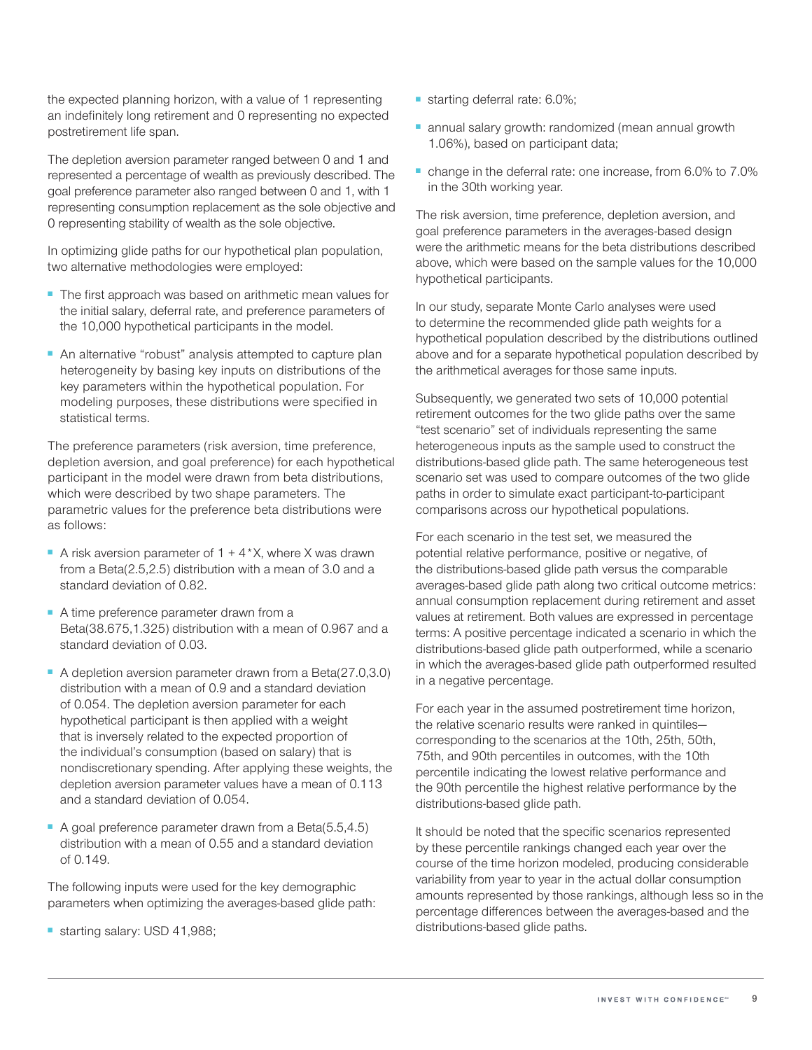the expected planning horizon, with a value of 1 representing an indefinitely long retirement and 0 representing no expected postretirement life span.

The depletion aversion parameter ranged between 0 and 1 and represented a percentage of wealth as previously described. The goal preference parameter also ranged between 0 and 1, with 1 representing consumption replacement as the sole objective and 0 representing stability of wealth as the sole objective.

In optimizing glide paths for our hypothetical plan population, two alternative methodologies were employed:

- The first approach was based on arithmetic mean values for the initial salary, deferral rate, and preference parameters of the 10,000 hypothetical participants in the model.
- An alternative "robust" analysis attempted to capture plan heterogeneity by basing key inputs on distributions of the key parameters within the hypothetical population. For modeling purposes, these distributions were specified in statistical terms.

The preference parameters (risk aversion, time preference, depletion aversion, and goal preference) for each hypothetical participant in the model were drawn from beta distributions, which were described by two shape parameters. The parametric values for the preference beta distributions were as follows:

- A risk aversion parameter of $1 + 4*X$, where X was drawn from a Beta(2.5,2.5) distribution with a mean of 3.0 and a standard deviation of 0.82.
- A time preference parameter drawn from a Beta(38.675,1.325) distribution with a mean of 0.967 and a standard deviation of 0.03.
- A depletion aversion parameter drawn from a Beta(27.0,3.0) distribution with a mean of 0.9 and a standard deviation of 0.054. The depletion aversion parameter for each hypothetical participant is then applied with a weight that is inversely related to the expected proportion of the individual's consumption (based on salary) that is nondiscretionary spending. After applying these weights, the depletion aversion parameter values have a mean of 0.113 and a standard deviation of 0.054.
- A goal preference parameter drawn from a Beta(5.5,4.5) distribution with a mean of 0.55 and a standard deviation of 0.149.

The following inputs were used for the key demographic parameters when optimizing the averages-based glide path:

- starting salary: USD 41,988;
- starting deferral rate: 6.0%;
- annual salary growth: randomized (mean annual growth 1.06%), based on participant data;
- change in the deferral rate: one increase, from 6.0% to 7.0% in the 30th working year.

The risk aversion, time preference, depletion aversion, and goal preference parameters in the averages-based design were the arithmetic means for the beta distributions described above, which were based on the sample values for the 10,000 hypothetical participants.

In our study, separate Monte Carlo analyses were used to determine the recommended glide path weights for a hypothetical population described by the distributions outlined above and for a separate hypothetical population described by the arithmetical averages for those same inputs.

Subsequently, we generated two sets of 10,000 potential retirement outcomes for the two glide paths over the same "test scenario" set of individuals representing the same heterogeneous inputs as the sample used to construct the distributions-based glide path. The same heterogeneous test scenario set was used to compare outcomes of the two glide paths in order to simulate exact participant-to-participant comparisons across our hypothetical populations.

For each scenario in the test set, we measured the potential relative performance, positive or negative, of the distributions-based glide path versus the comparable averages-based glide path along two critical outcome metrics: annual consumption replacement during retirement and asset values at retirement. Both values are expressed in percentage terms: A positive percentage indicated a scenario in which the distributions-based glide path outperformed, while a scenario in which the averages-based glide path outperformed resulted in a negative percentage.

For each year in the assumed postretirement time horizon, the relative scenario results were ranked in quintiles—corresponding to the scenarios at the 10th, 25th, 50th, 75th, and 90th percentiles in outcomes, with the 10th percentile indicating the lowest relative performance and the 90th percentile the highest relative performance by the distributions-based glide path.

It should be noted that the specific scenarios represented by these percentile rankings changed each year over the course of the time horizon modeled, producing considerable variability from year to year in the actual dollar consumption amounts represented by those rankings, although less so in the percentage differences between the averages-based and the distributions-based glide paths.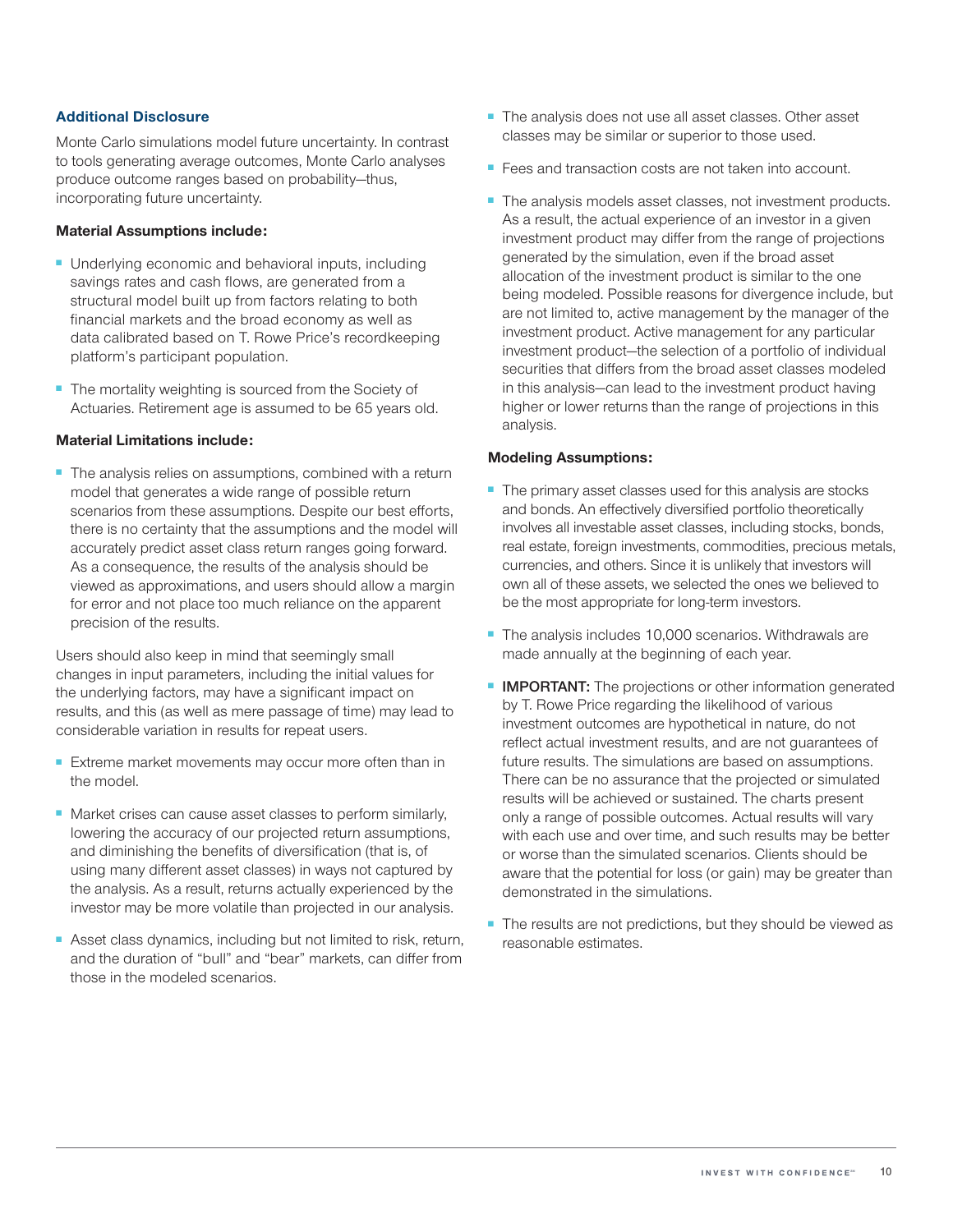## Additional Disclosure

Monte Carlo simulations model future uncertainty. In contrast to tools generating average outcomes, Monte Carlo analyses produce outcome ranges based on probability—thus, incorporating future uncertainty.

**Material Assumptions include:**

- Underlying economic and behavioral inputs, including savings rates and cash flows, are generated from a structural model built up from factors relating to both financial markets and the broad economy as well as data calibrated based on T. Rowe Price's recordkeeping platform's participant population.
- The mortality weighting is sourced from the Society of Actuaries. Retirement age is assumed to be 65 years old.

**Material Limitations include:**

- The analysis relies on assumptions, combined with a return model that generates a wide range of possible return scenarios from these assumptions. Despite our best efforts, there is no certainty that the assumptions and the model will accurately predict asset class return ranges going forward. As a consequence, the results of the analysis should be viewed as approximations, and users should allow a margin for error and not place too much reliance on the apparent precision of the results.

Users should also keep in mind that seemingly small changes in input parameters, including the initial values for the underlying factors, may have a significant impact on results, and this (as well as mere passage of time) may lead to considerable variation in results for repeat users.

- Extreme market movements may occur more often than in the model.
- Market crises can cause asset classes to perform similarly, lowering the accuracy of our projected return assumptions, and diminishing the benefits of diversification (that is, of using many different asset classes) in ways not captured by the analysis. As a result, returns actually experienced by the investor may be more volatile than projected in our analysis.
- Asset class dynamics, including but not limited to risk, return, and the duration of "bull" and "bear" markets, can differ from those in the modeled scenarios.
- The analysis does not use all asset classes. Other asset classes may be similar or superior to those used.
- Fees and transaction costs are not taken into account.
- The analysis models asset classes, not investment products. As a result, the actual experience of an investor in a given investment product may differ from the range of projections generated by the simulation, even if the broad asset allocation of the investment product is similar to the one being modeled. Possible reasons for divergence include, but are not limited to, active management by the manager of the investment product. Active management for any particular investment product—the selection of a portfolio of individual securities that differs from the broad asset classes modeled in this analysis—can lead to the investment product having higher or lower returns than the range of projections in this analysis.

**Modeling Assumptions:**

- The primary asset classes used for this analysis are stocks and bonds. An effectively diversified portfolio theoretically involves all investable asset classes, including stocks, bonds, real estate, foreign investments, commodities, precious metals, currencies, and others. Since it is unlikely that investors will own all of these assets, we selected the ones we believed to be the most appropriate for long-term investors.
- The analysis includes 10,000 scenarios. Withdrawals are made annually at the beginning of each year.
- **IMPORTANT:** The projections or other information generated by T. Rowe Price regarding the likelihood of various investment outcomes are hypothetical in nature, do not reflect actual investment results, and are not guarantees of future results. The simulations are based on assumptions. There can be no assurance that the projected or simulated results will be achieved or sustained. The charts present only a range of possible outcomes. Actual results will vary with each use and over time, and such results may be better or worse than the simulated scenarios. Clients should be aware that the potential for loss (or gain) may be greater than demonstrated in the simulations.
- The results are not predictions, but they should be viewed as reasonable estimates.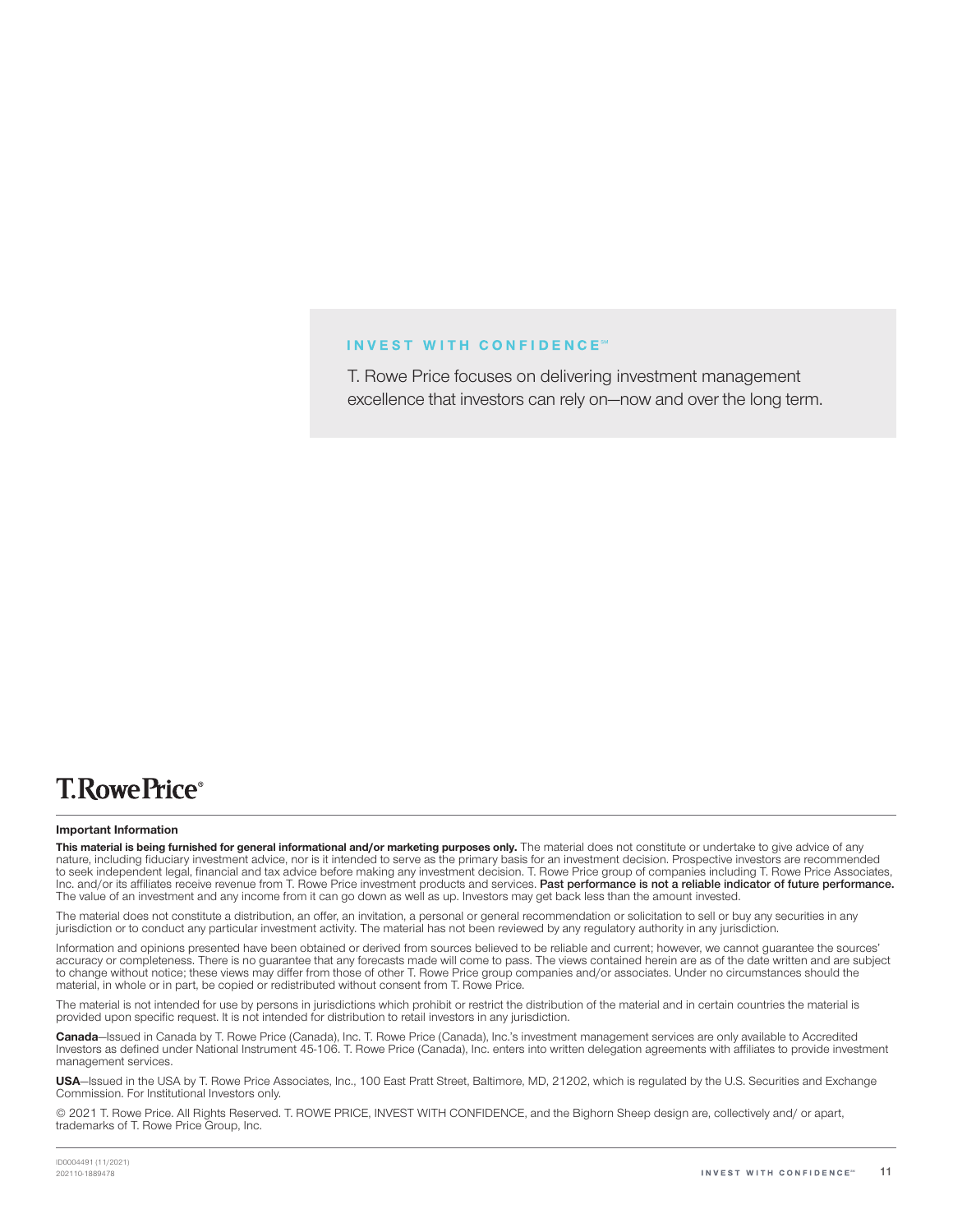**INVEST WITH CONFIDENCE℠**

T. Rowe Price focuses on delivering investment management excellence that investors can rely on—now and over the long term.

T.RowePrice®

**Important Information**

**This material is being furnished for general informational and/or marketing purposes only.** The material does not constitute or undertake to give advice of any nature, including fiduciary investment advice, nor is it intended to serve as the primary basis for an investment decision. Prospective investors are recommended to seek independent legal, financial and tax advice before making any investment decision. T. Rowe Price group of companies including T. Rowe Price Associates, Inc. and/or its affiliates receive revenue from T. Rowe Price investment products and services. **Past performance is not a reliable indicator of future performance.** The value of an investment and any income from it can go down as well as up. Investors may get back less than the amount invested.

The material does not constitute a distribution, an offer, an invitation, a personal or general recommendation or solicitation to sell or buy any securities in any jurisdiction or to conduct any particular investment activity. The material has not been reviewed by any regulatory authority in any jurisdiction.

Information and opinions presented have been obtained or derived from sources believed to be reliable and current; however, we cannot guarantee the sources' accuracy or completeness. There is no guarantee that any forecasts made will come to pass. The views contained herein are as of the date written and are subject to change without notice; these views may differ from those of other T. Rowe Price group companies and/or associates. Under no circumstances should the material, in whole or in part, be copied or redistributed without consent from T. Rowe Price.

The material is not intended for use by persons in jurisdictions which prohibit or restrict the distribution of the material and in certain countries the material is provided upon specific request. It is not intended for distribution to retail investors in any jurisdiction.

**Canada**—Issued in Canada by T. Rowe Price (Canada), Inc. T. Rowe Price (Canada), Inc.'s investment management services are only available to Accredited Investors as defined under National Instrument 45-106. T. Rowe Price (Canada), Inc. enters into written delegation agreements with affiliates to provide investment management services.

**USA**—Issued in the USA by T. Rowe Price Associates, Inc., 100 East Pratt Street, Baltimore, MD, 21202, which is regulated by the U.S. Securities and Exchange Commission. For Institutional Investors only.

© 2021 T. Rowe Price. All Rights Reserved. T. ROWE PRICE, INVEST WITH CONFIDENCE, and the Bighorn Sheep design are, collectively and/ or apart, trademarks of T. Rowe Price Group, Inc.

ID0004491 (11/2021)
202110-1889478